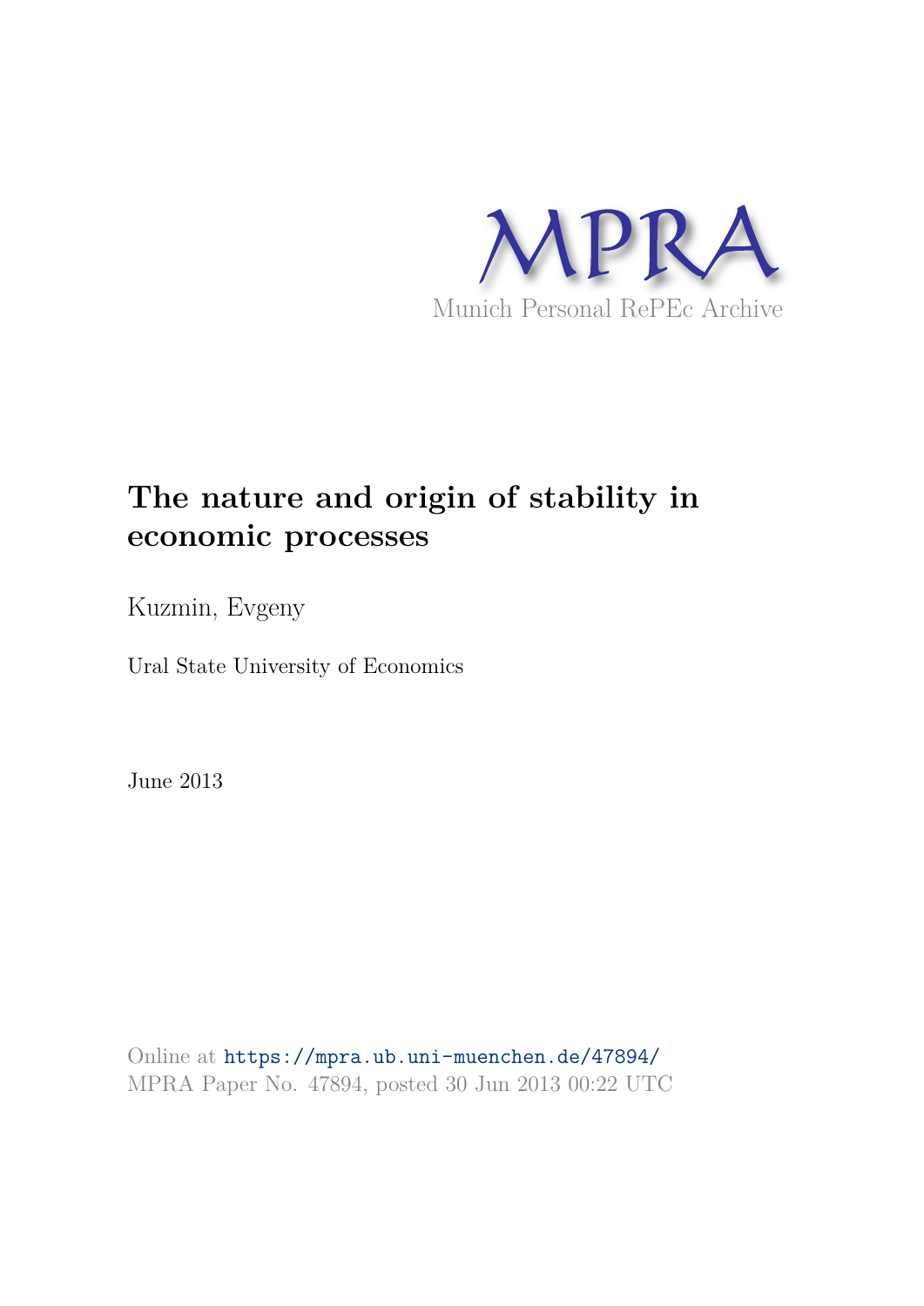MPRA

Munich Personal RePEc Archive

# The nature and origin of stability in economic processes

Kuzmin, Evgeny

Ural State University of Economics

June 2013

Online at https://mpra.ub.uni-muenchen.de/47894/
MPRA Paper No. 47894, posted 30 Jun 2013 00:22 UTC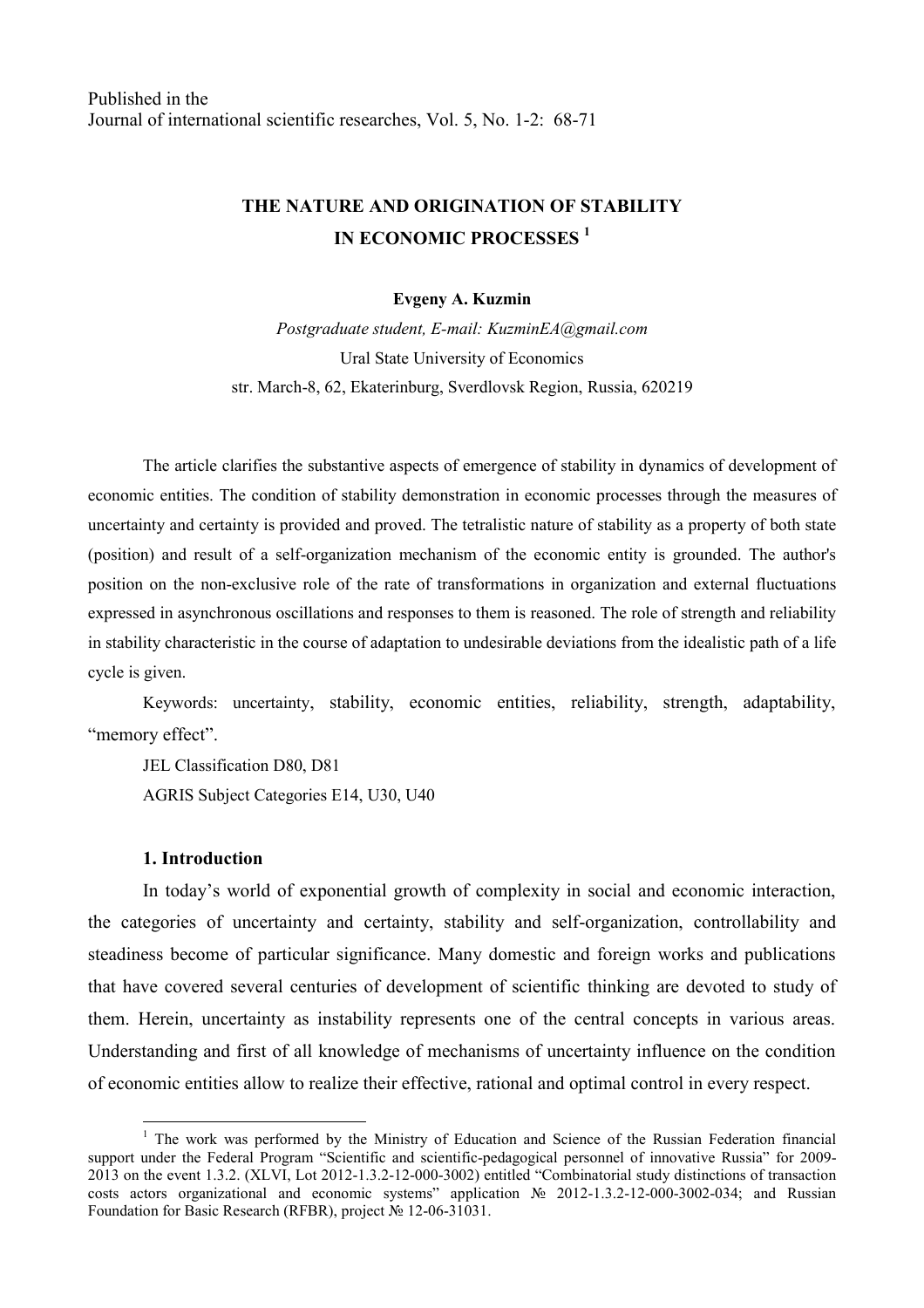Published in the
Journal of international scientific researches, Vol. 5, No. 1-2: 68-71

# THE NATURE AND ORIGINATION OF STABILITY IN ECONOMIC PROCESSES [1]

**Evgeny A. Kuzmin**

*Postgraduate student, E-mail: KuzminEA@gmail.com*
Ural State University of Economics
str. March-8, 62, Ekaterinburg, Sverdlovsk Region, Russia, 620219

The article clarifies the substantive aspects of emergence of stability in dynamics of development of economic entities. The condition of stability demonstration in economic processes through the measures of uncertainty and certainty is provided and proved. The tetralistic nature of stability as a property of both state (position) and result of a self-organization mechanism of the economic entity is grounded. The author's position on the non-exclusive role of the rate of transformations in organization and external fluctuations expressed in asynchronous oscillations and responses to them is reasoned. The role of strength and reliability in stability characteristic in the course of adaptation to undesirable deviations from the idealistic path of a life cycle is given.

Keywords: uncertainty, stability, economic entities, reliability, strength, adaptability, "memory effect".

JEL Classification D80, D81

AGRIS Subject Categories E14, U30, U40

## 1. Introduction

In today's world of exponential growth of complexity in social and economic interaction, the categories of uncertainty and certainty, stability and self-organization, controllability and steadiness become of particular significance. Many domestic and foreign works and publications that have covered several centuries of development of scientific thinking are devoted to study of them. Herein, uncertainty as instability represents one of the central concepts in various areas. Understanding and first of all knowledge of mechanisms of uncertainty influence on the condition of economic entities allow to realize their effective, rational and optimal control in every respect.

---

[1] The work was performed by the Ministry of Education and Science of the Russian Federation financial support under the Federal Program "Scientific and scientific-pedagogical personnel of innovative Russia" for 2009-2013 on the event 1.3.2. (XLVI, Lot 2012-1.3.2-12-000-3002) entitled "Combinatorial study distinctions of transaction costs actors organizational and economic systems" application № 2012-1.3.2-12-000-3002-034; and Russian Foundation for Basic Research (RFBR), project № 12-06-31031.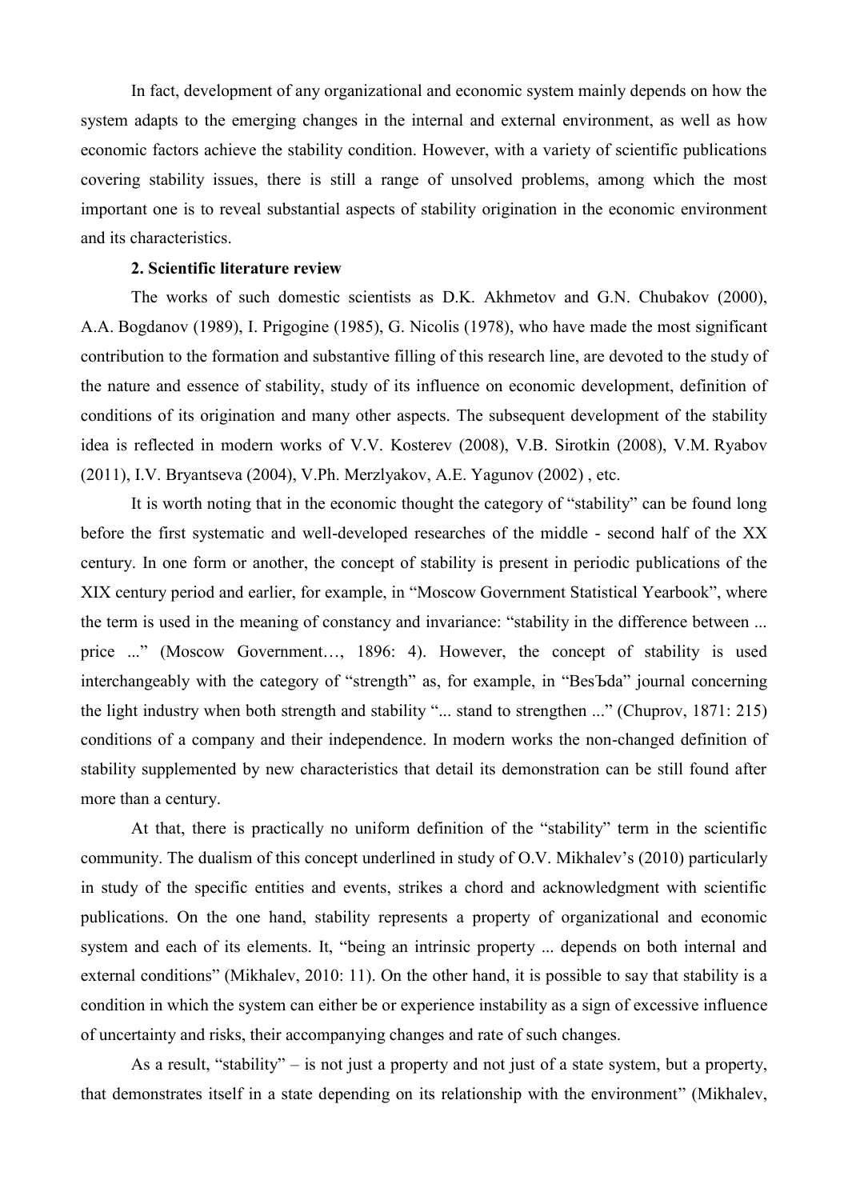In fact, development of any organizational and economic system mainly depends on how the system adapts to the emerging changes in the internal and external environment, as well as how economic factors achieve the stability condition. However, with a variety of scientific publications covering stability issues, there is still a range of unsolved problems, among which the most important one is to reveal substantial aspects of stability origination in the economic environment and its characteristics.

## 2. Scientific literature review

The works of such domestic scientists as D.K. Akhmetov and G.N. Chubakov (2000), A.A. Bogdanov (1989), I. Prigogine (1985), G. Nicolis (1978), who have made the most significant contribution to the formation and substantive filling of this research line, are devoted to the study of the nature and essence of stability, study of its influence on economic development, definition of conditions of its origination and many other aspects. The subsequent development of the stability idea is reflected in modern works of V.V. Kosterev (2008), V.B. Sirotkin (2008), V.M. Ryabov (2011), I.V. Bryantseva (2004), V.Ph. Merzlyakov, A.E. Yagunov (2002) , etc.

It is worth noting that in the economic thought the category of "stability" can be found long before the first systematic and well-developed researches of the middle - second half of the XX century. In one form or another, the concept of stability is present in periodic publications of the XIX century period and earlier, for example, in "Moscow Government Statistical Yearbook", where the term is used in the meaning of constancy and invariance: "stability in the difference between ... price ..." (Moscow Government…, 1896: 4). However, the concept of stability is used interchangeably with the category of "strength" as, for example, in "BesѢda" journal concerning the light industry when both strength and stability "... stand to strengthen ..." (Chuprov, 1871: 215) conditions of a company and their independence. In modern works the non-changed definition of stability supplemented by new characteristics that detail its demonstration can be still found after more than a century.

At that, there is practically no uniform definition of the "stability" term in the scientific community. The dualism of this concept underlined in study of O.V. Mikhalev's (2010) particularly in study of the specific entities and events, strikes a chord and acknowledgment with scientific publications. On the one hand, stability represents a property of organizational and economic system and each of its elements. It, "being an intrinsic property ... depends on both internal and external conditions" (Mikhalev, 2010: 11). On the other hand, it is possible to say that stability is a condition in which the system can either be or experience instability as a sign of excessive influence of uncertainty and risks, their accompanying changes and rate of such changes.

As a result, "stability" – is not just a property and not just of a state system, but a property, that demonstrates itself in a state depending on its relationship with the environment" (Mikhalev,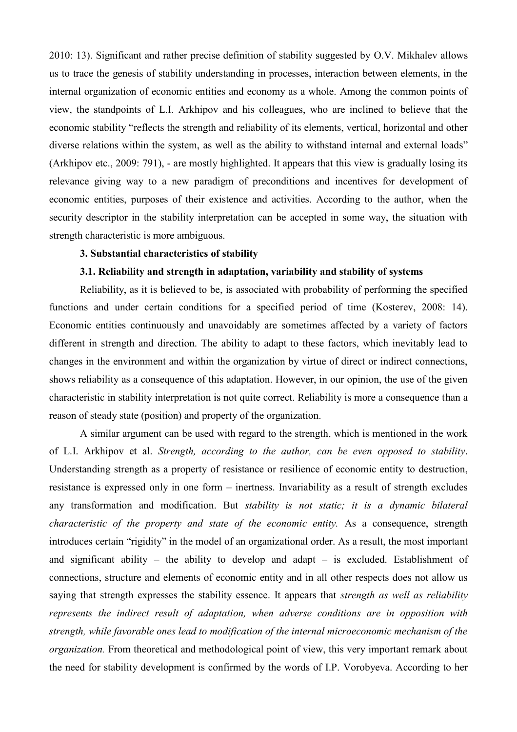2010: 13). Significant and rather precise definition of stability suggested by O.V. Mikhalev allows us to trace the genesis of stability understanding in processes, interaction between elements, in the internal organization of economic entities and economy as a whole. Among the common points of view, the standpoints of L.I. Arkhipov and his colleagues, who are inclined to believe that the economic stability "reflects the strength and reliability of its elements, vertical, horizontal and other diverse relations within the system, as well as the ability to withstand internal and external loads" (Arkhipov etc., 2009: 791), - are mostly highlighted. It appears that this view is gradually losing its relevance giving way to a new paradigm of preconditions and incentives for development of economic entities, purposes of their existence and activities. According to the author, when the security descriptor in the stability interpretation can be accepted in some way, the situation with strength characteristic is more ambiguous.

## 3. Substantial characteristics of stability

### 3.1. Reliability and strength in adaptation, variability and stability of systems

Reliability, as it is believed to be, is associated with probability of performing the specified functions and under certain conditions for a specified period of time (Kosterev, 2008: 14). Economic entities continuously and unavoidably are sometimes affected by a variety of factors different in strength and direction. The ability to adapt to these factors, which inevitably lead to changes in the environment and within the organization by virtue of direct or indirect connections, shows reliability as a consequence of this adaptation. However, in our opinion, the use of the given characteristic in stability interpretation is not quite correct. Reliability is more a consequence than a reason of steady state (position) and property of the organization.

A similar argument can be used with regard to the strength, which is mentioned in the work of L.I. Arkhipov et al. *Strength, according to the author, can be even opposed to stability*. Understanding strength as a property of resistance or resilience of economic entity to destruction, resistance is expressed only in one form – inertness. Invariability as a result of strength excludes any transformation and modification. But *stability is not static; it is a dynamic bilateral characteristic of the property and state of the economic entity.* As a consequence, strength introduces certain "rigidity" in the model of an organizational order. As a result, the most important and significant ability – the ability to develop and adapt – is excluded. Establishment of connections, structure and elements of economic entity and in all other respects does not allow us saying that strength expresses the stability essence. It appears that *strength as well as reliability represents the indirect result of adaptation, when adverse conditions are in opposition with strength, while favorable ones lead to modification of the internal microeconomic mechanism of the organization.* From theoretical and methodological point of view, this very important remark about the need for stability development is confirmed by the words of I.P. Vorobyeva. According to her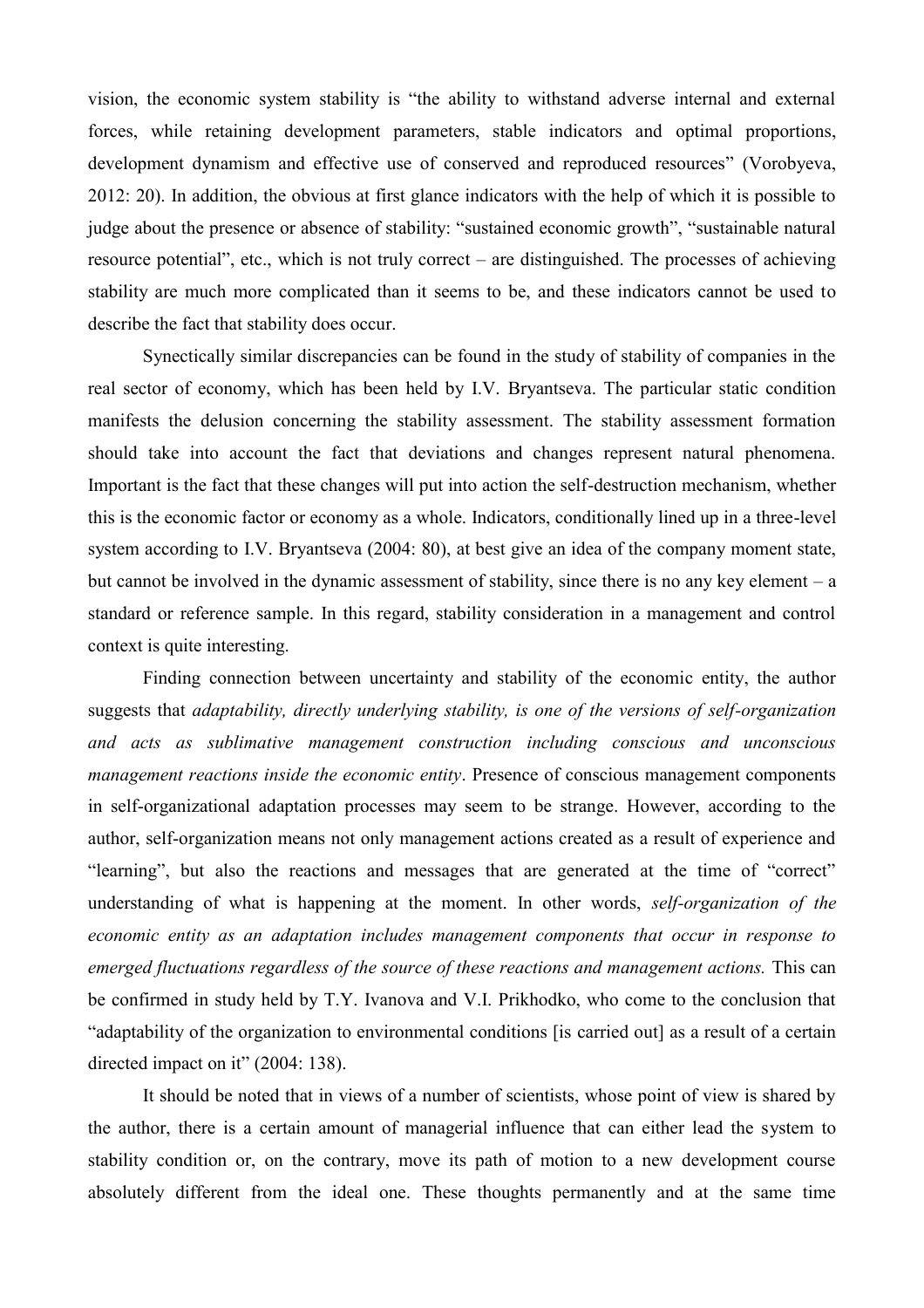vision, the economic system stability is "the ability to withstand adverse internal and external forces, while retaining development parameters, stable indicators and optimal proportions, development dynamism and effective use of conserved and reproduced resources" (Vorobyeva, 2012: 20). In addition, the obvious at first glance indicators with the help of which it is possible to judge about the presence or absence of stability: "sustained economic growth", "sustainable natural resource potential", etc., which is not truly correct – are distinguished. The processes of achieving stability are much more complicated than it seems to be, and these indicators cannot be used to describe the fact that stability does occur.

Synectically similar discrepancies can be found in the study of stability of companies in the real sector of economy, which has been held by I.V. Bryantseva. The particular static condition manifests the delusion concerning the stability assessment. The stability assessment formation should take into account the fact that deviations and changes represent natural phenomena. Important is the fact that these changes will put into action the self-destruction mechanism, whether this is the economic factor or economy as a whole. Indicators, conditionally lined up in a three-level system according to I.V. Bryantseva (2004: 80), at best give an idea of the company moment state, but cannot be involved in the dynamic assessment of stability, since there is no any key element – a standard or reference sample. In this regard, stability consideration in a management and control context is quite interesting.

Finding connection between uncertainty and stability of the economic entity, the author suggests that *adaptability, directly underlying stability, is one of the versions of self-organization and acts as sublimative management construction including conscious and unconscious management reactions inside the economic entity*. Presence of conscious management components in self-organizational adaptation processes may seem to be strange. However, according to the author, self-organization means not only management actions created as a result of experience and "learning", but also the reactions and messages that are generated at the time of "correct" understanding of what is happening at the moment. In other words, *self-organization of the economic entity as an adaptation includes management components that occur in response to emerged fluctuations regardless of the source of these reactions and management actions.* This can be confirmed in study held by T.Y. Ivanova and V.I. Prikhodko, who come to the conclusion that "adaptability of the organization to environmental conditions [is carried out] as a result of a certain directed impact on it" (2004: 138).

It should be noted that in views of a number of scientists, whose point of view is shared by the author, there is a certain amount of managerial influence that can either lead the system to stability condition or, on the contrary, move its path of motion to a new development course absolutely different from the ideal one. These thoughts permanently and at the same time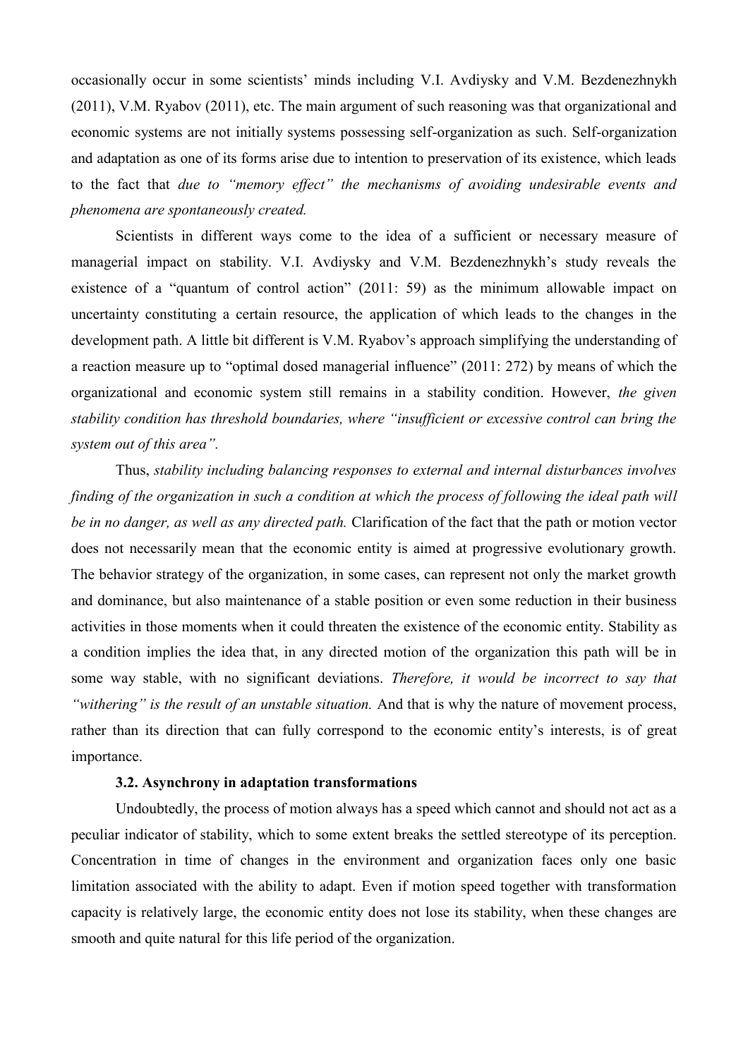occasionally occur in some scientists' minds including V.I. Avdiysky and V.M. Bezdenezhnykh (2011), V.M. Ryabov (2011), etc. The main argument of such reasoning was that organizational and economic systems are not initially systems possessing self-organization as such. Self-organization and adaptation as one of its forms arise due to intention to preservation of its existence, which leads to the fact that *due to "memory effect" the mechanisms of avoiding undesirable events and phenomena are spontaneously created.*

Scientists in different ways come to the idea of a sufficient or necessary measure of managerial impact on stability. V.I. Avdiysky and V.M. Bezdenezhnykh's study reveals the existence of a "quantum of control action" (2011: 59) as the minimum allowable impact on uncertainty constituting a certain resource, the application of which leads to the changes in the development path. A little bit different is V.M. Ryabov's approach simplifying the understanding of a reaction measure up to "optimal dosed managerial influence" (2011: 272) by means of which the organizational and economic system still remains in a stability condition. However, *the given stability condition has threshold boundaries, where "insufficient or excessive control can bring the system out of this area".*

Thus, *stability including balancing responses to external and internal disturbances involves finding of the organization in such a condition at which the process of following the ideal path will be in no danger, as well as any directed path.* Clarification of the fact that the path or motion vector does not necessarily mean that the economic entity is aimed at progressive evolutionary growth. The behavior strategy of the organization, in some cases, can represent not only the market growth and dominance, but also maintenance of a stable position or even some reduction in their business activities in those moments when it could threaten the existence of the economic entity. Stability as a condition implies the idea that, in any directed motion of the organization this path will be in some way stable, with no significant deviations. *Therefore, it would be incorrect to say that "withering" is the result of an unstable situation.* And that is why the nature of movement process, rather than its direction that can fully correspond to the economic entity's interests, is of great importance.

### 3.2. Asynchrony in adaptation transformations

Undoubtedly, the process of motion always has a speed which cannot and should not act as a peculiar indicator of stability, which to some extent breaks the settled stereotype of its perception. Concentration in time of changes in the environment and organization faces only one basic limitation associated with the ability to adapt. Even if motion speed together with transformation capacity is relatively large, the economic entity does not lose its stability, when these changes are smooth and quite natural for this life period of the organization.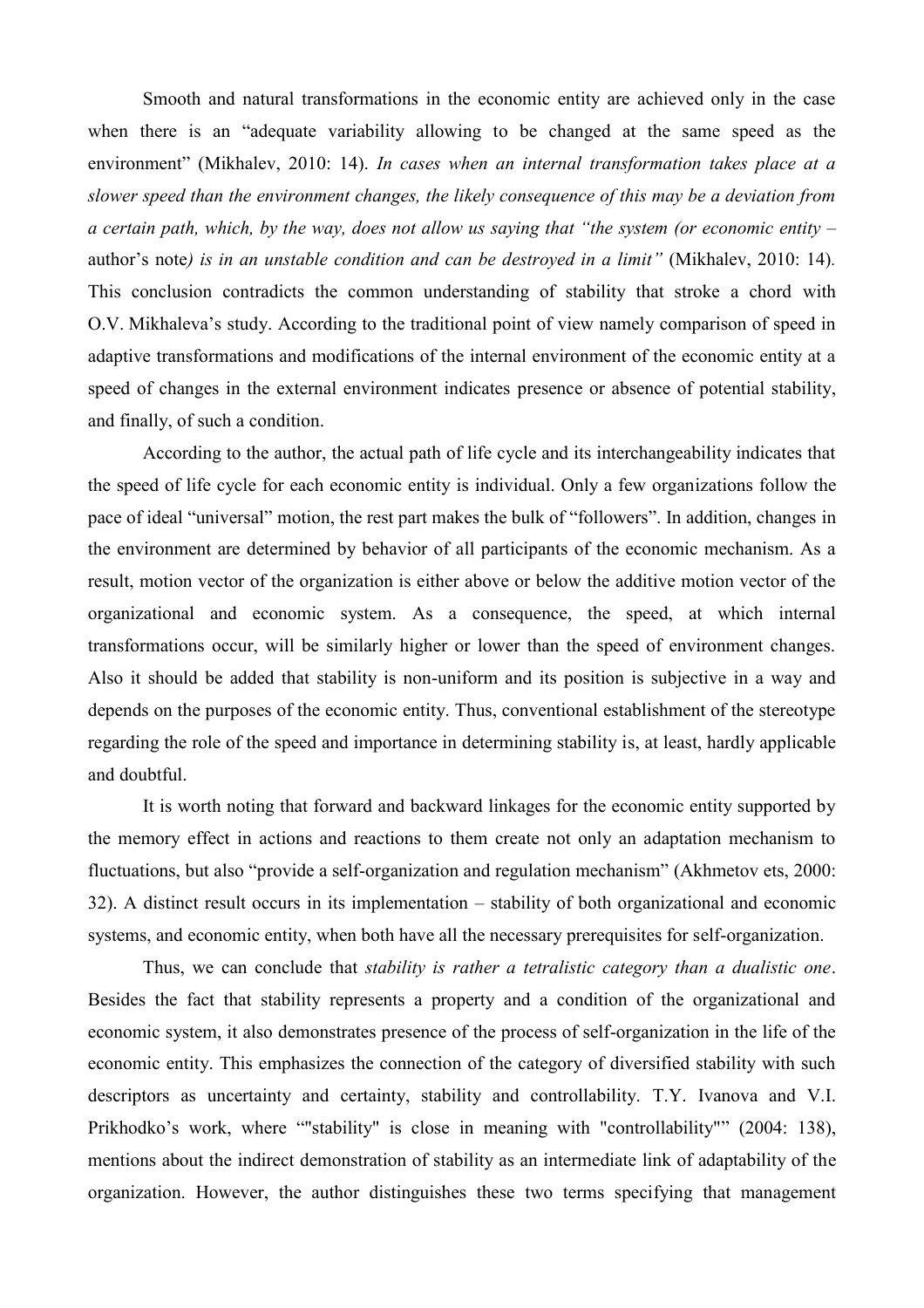Smooth and natural transformations in the economic entity are achieved only in the case when there is an "adequate variability allowing to be changed at the same speed as the environment" (Mikhalev, 2010: 14). *In cases when an internal transformation takes place at a slower speed than the environment changes, the likely consequence of this may be a deviation from a certain path, which, by the way, does not allow us saying that "the system (or economic entity –* author's note*) is in an unstable condition and can be destroyed in a limit"* (Mikhalev, 2010: 14). This conclusion contradicts the common understanding of stability that stroke a chord with O.V. Mikhaleva's study. According to the traditional point of view namely comparison of speed in adaptive transformations and modifications of the internal environment of the economic entity at a speed of changes in the external environment indicates presence or absence of potential stability, and finally, of such a condition.

According to the author, the actual path of life cycle and its interchangeability indicates that the speed of life cycle for each economic entity is individual. Only a few organizations follow the pace of ideal "universal" motion, the rest part makes the bulk of "followers". In addition, changes in the environment are determined by behavior of all participants of the economic mechanism. As a result, motion vector of the organization is either above or below the additive motion vector of the organizational and economic system. As a consequence, the speed, at which internal transformations occur, will be similarly higher or lower than the speed of environment changes. Also it should be added that stability is non-uniform and its position is subjective in a way and depends on the purposes of the economic entity. Thus, conventional establishment of the stereotype regarding the role of the speed and importance in determining stability is, at least, hardly applicable and doubtful.

It is worth noting that forward and backward linkages for the economic entity supported by the memory effect in actions and reactions to them create not only an adaptation mechanism to fluctuations, but also "provide a self-organization and regulation mechanism" (Akhmetov ets, 2000: 32). A distinct result occurs in its implementation – stability of both organizational and economic systems, and economic entity, when both have all the necessary prerequisites for self-organization.

Thus, we can conclude that *stability is rather a tetralistic category than a dualistic one*. Besides the fact that stability represents a property and a condition of the organizational and economic system, it also demonstrates presence of the process of self-organization in the life of the economic entity. This emphasizes the connection of the category of diversified stability with such descriptors as uncertainty and certainty, stability and controllability. T.Y. Ivanova and V.I. Prikhodko's work, where ""stability" is close in meaning with "controllability"" (2004: 138), mentions about the indirect demonstration of stability as an intermediate link of adaptability of the organization. However, the author distinguishes these two terms specifying that management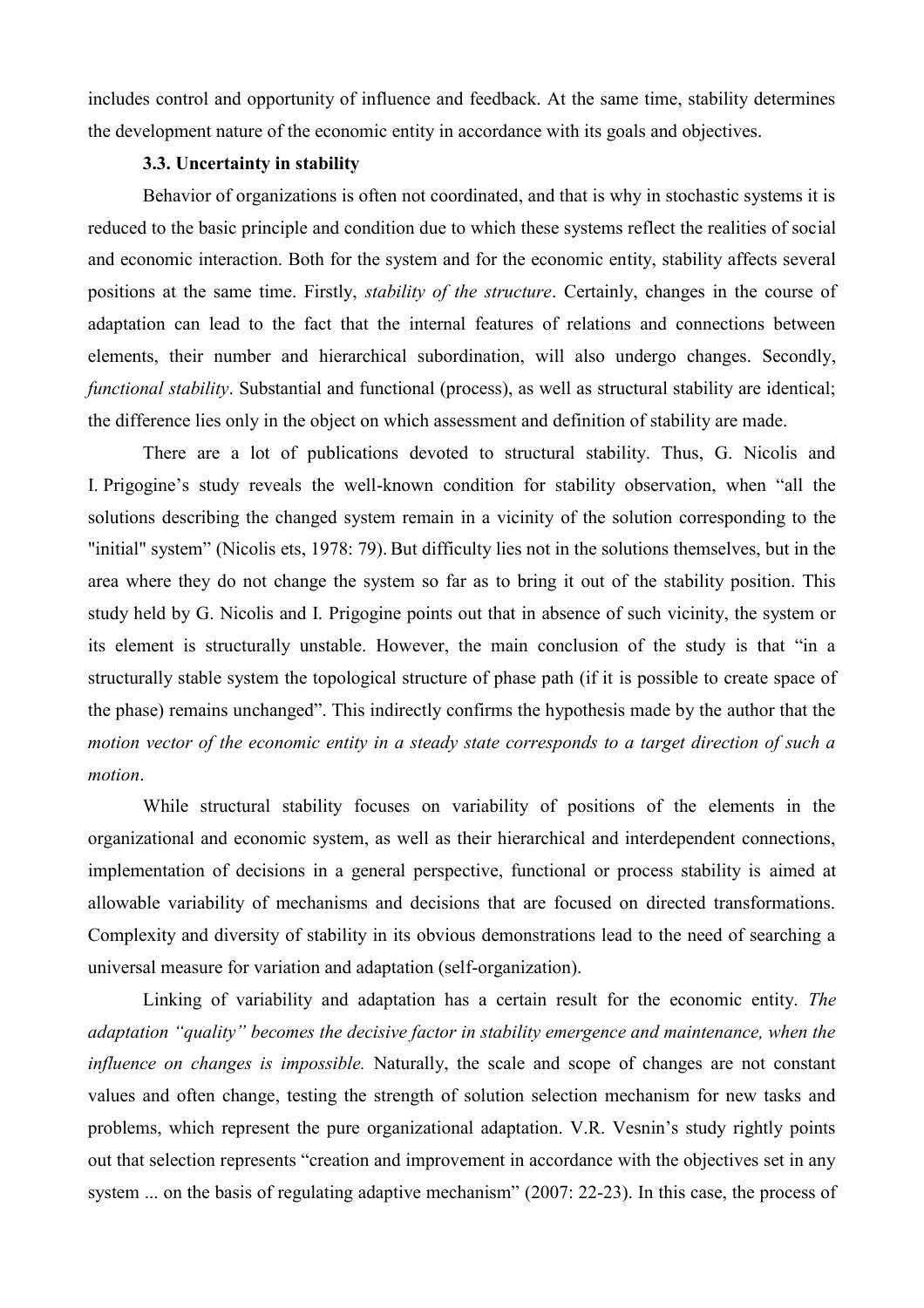includes control and opportunity of influence and feedback. At the same time, stability determines the development nature of the economic entity in accordance with its goals and objectives.

### 3.3. Uncertainty in stability

Behavior of organizations is often not coordinated, and that is why in stochastic systems it is reduced to the basic principle and condition due to which these systems reflect the realities of social and economic interaction. Both for the system and for the economic entity, stability affects several positions at the same time. Firstly, *stability of the structure*. Certainly, changes in the course of adaptation can lead to the fact that the internal features of relations and connections between elements, their number and hierarchical subordination, will also undergo changes. Secondly, *functional stability*. Substantial and functional (process), as well as structural stability are identical; the difference lies only in the object on which assessment and definition of stability are made.

There are a lot of publications devoted to structural stability. Thus, G. Nicolis and I. Prigogine's study reveals the well-known condition for stability observation, when "all the solutions describing the changed system remain in a vicinity of the solution corresponding to the "initial" system" (Nicolis ets, 1978: 79). But difficulty lies not in the solutions themselves, but in the area where they do not change the system so far as to bring it out of the stability position. This study held by G. Nicolis and I. Prigogine points out that in absence of such vicinity, the system or its element is structurally unstable. However, the main conclusion of the study is that "in a structurally stable system the topological structure of phase path (if it is possible to create space of the phase) remains unchanged". This indirectly confirms the hypothesis made by the author that the *motion vector of the economic entity in a steady state corresponds to a target direction of such a motion*.

While structural stability focuses on variability of positions of the elements in the organizational and economic system, as well as their hierarchical and interdependent connections, implementation of decisions in a general perspective, functional or process stability is aimed at allowable variability of mechanisms and decisions that are focused on directed transformations. Complexity and diversity of stability in its obvious demonstrations lead to the need of searching a universal measure for variation and adaptation (self-organization).

Linking of variability and adaptation has a certain result for the economic entity. *The adaptation "quality" becomes the decisive factor in stability emergence and maintenance, when the influence on changes is impossible.* Naturally, the scale and scope of changes are not constant values and often change, testing the strength of solution selection mechanism for new tasks and problems, which represent the pure organizational adaptation. V.R. Vesnin's study rightly points out that selection represents "creation and improvement in accordance with the objectives set in any system ... on the basis of regulating adaptive mechanism" (2007: 22-23). In this case, the process of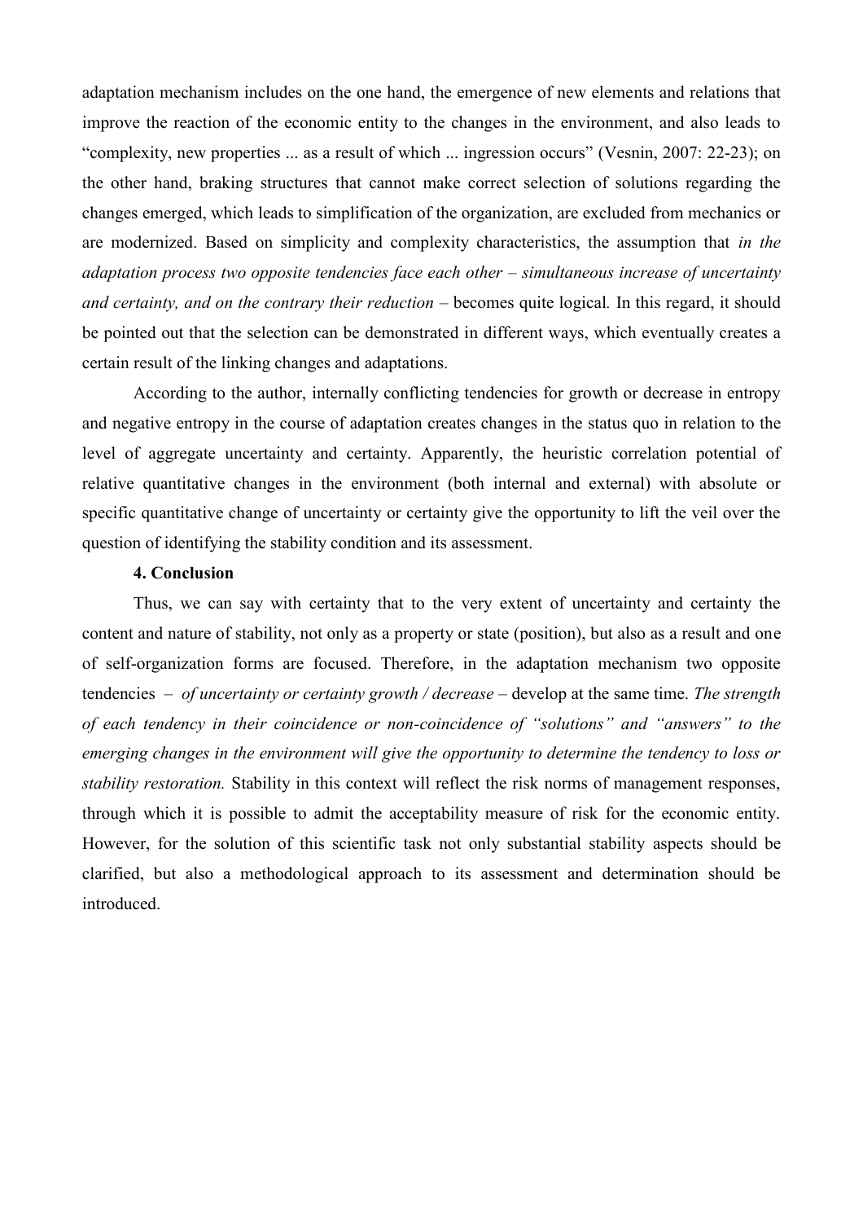adaptation mechanism includes on the one hand, the emergence of new elements and relations that improve the reaction of the economic entity to the changes in the environment, and also leads to "complexity, new properties ... as a result of which ... ingression occurs" (Vesnin, 2007: 22-23); on the other hand, braking structures that cannot make correct selection of solutions regarding the changes emerged, which leads to simplification of the organization, are excluded from mechanics or are modernized. Based on simplicity and complexity characteristics, the assumption that *in the adaptation process two opposite tendencies face each other – simultaneous increase of uncertainty and certainty, and on the contrary their reduction* – becomes quite logical. In this regard, it should be pointed out that the selection can be demonstrated in different ways, which eventually creates a certain result of the linking changes and adaptations.

According to the author, internally conflicting tendencies for growth or decrease in entropy and negative entropy in the course of adaptation creates changes in the status quo in relation to the level of aggregate uncertainty and certainty. Apparently, the heuristic correlation potential of relative quantitative changes in the environment (both internal and external) with absolute or specific quantitative change of uncertainty or certainty give the opportunity to lift the veil over the question of identifying the stability condition and its assessment.

## 4. Conclusion

Thus, we can say with certainty that to the very extent of uncertainty and certainty the content and nature of stability, not only as a property or state (position), but also as a result and one of self-organization forms are focused. Therefore, in the adaptation mechanism two opposite tendencies – *of uncertainty or certainty growth / decrease* – develop at the same time. *The strength of each tendency in their coincidence or non-coincidence of "solutions" and "answers" to the emerging changes in the environment will give the opportunity to determine the tendency to loss or stability restoration.* Stability in this context will reflect the risk norms of management responses, through which it is possible to admit the acceptability measure of risk for the economic entity. However, for the solution of this scientific task not only substantial stability aspects should be clarified, but also a methodological approach to its assessment and determination should be introduced.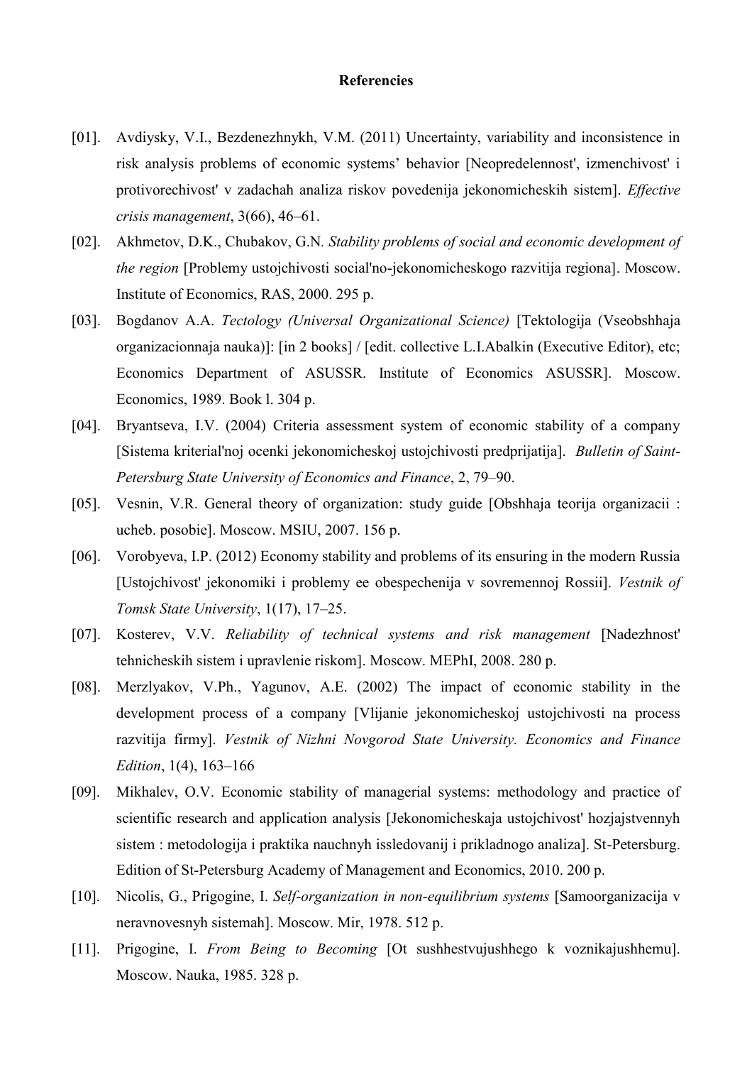**Referencies**

[01]. Avdiysky, V.I., Bezdenezhnykh, V.M. (2011) Uncertainty, variability and inconsistence in risk analysis problems of economic systems' behavior [Neopredelennost', izmenchivost' i protivorechivost' v zadachah analiza riskov povedenija jekonomicheskih sistem]. *Effective crisis management*, 3(66), 46–61.

[02]. Akhmetov, D.K., Chubakov, G.N. *Stability problems of social and economic development of the region* [Problemy ustojchivosti social'no-jekonomicheskogo razvitija regiona]. Moscow. Institute of Economics, RAS, 2000. 295 p.

[03]. Bogdanov A.A. *Tectology (Universal Organizational Science)* [Tektologija (Vseobshhaja organizacionnaja nauka)]: [in 2 books] / [edit. collective L.I.Abalkin (Executive Editor), etc; Economics Department of ASUSSR. Institute of Economics ASUSSR]. Moscow. Economics, 1989. Book l. 304 p.

[04]. Bryantseva, I.V. (2004) Criteria assessment system of economic stability of a company [Sistema kriterial'noj ocenki jekonomicheskoj ustojchivosti predprijatija]. *Bulletin of Saint-Petersburg State University of Economics and Finance*, 2, 79–90.

[05]. Vesnin, V.R. General theory of organization: study guide [Obshhaja teorija organizacii : ucheb. posobie]. Moscow. MSIU, 2007. 156 p.

[06]. Vorobyeva, I.P. (2012) Economy stability and problems of its ensuring in the modern Russia [Ustojchivost' jekonomiki i problemy ee obespechenija v sovremennoj Rossii]. *Vestnik of Tomsk State University*, 1(17), 17–25.

[07]. Kosterev, V.V. *Reliability of technical systems and risk management* [Nadezhnost' tehnicheskih sistem i upravlenie riskom]. Moscow. MEPhI, 2008. 280 p.

[08]. Merzlyakov, V.Ph., Yagunov, A.E. (2002) The impact of economic stability in the development process of a company [Vlijanie jekonomicheskoj ustojchivosti na process razvitija firmy]. *Vestnik of Nizhni Novgorod State University. Economics and Finance Edition*, 1(4), 163–166

[09]. Mikhalev, O.V. Economic stability of managerial systems: methodology and practice of scientific research and application analysis [Jekonomicheskaja ustojchivost' hozjajstvennyh sistem : metodologija i praktika nauchnyh issledovanij i prikladnogo analiza]. St-Petersburg. Edition of St-Petersburg Academy of Management and Economics, 2010. 200 p.

[10]. Nicolis, G., Prigogine, I. *Self-organization in non-equilibrium systems* [Samoorganizacija v neravnovesnyh sistemah]. Moscow. Mir, 1978. 512 p.

[11]. Prigogine, I. *From Being to Becoming* [Ot sushhestvujushhego k voznikajushhemu]. Moscow. Nauka, 1985. 328 p.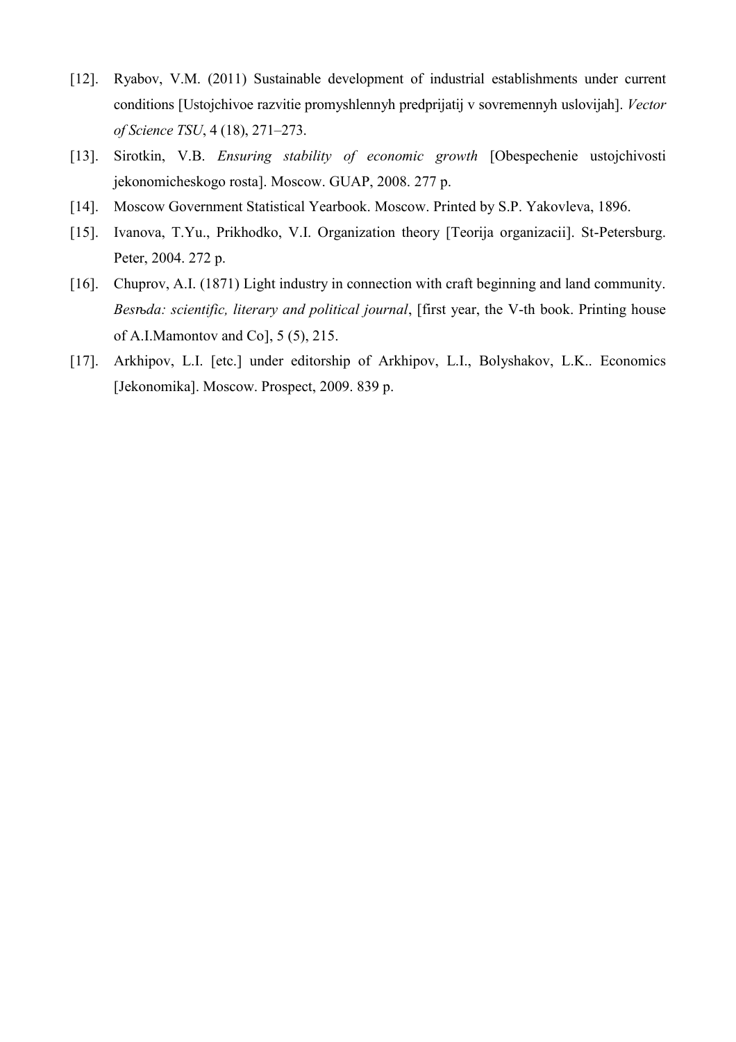[12]. Ryabov, V.M. (2011) Sustainable development of industrial establishments under current conditions [Ustojchivoe razvitie promyshlennyh predprijatij v sovremennyh uslovijah]. *Vector of Science TSU*, 4 (18), 271–273.

[13]. Sirotkin, V.B. *Ensuring stability of economic growth* [Obespechenie ustojchivosti jekonomicheskogo rosta]. Moscow. GUAP, 2008. 277 p.

[14]. Moscow Government Statistical Yearbook. Moscow. Printed by S.P. Yakovleva, 1896.

[15]. Ivanova, T.Yu., Prikhodko, V.I. Organization theory [Teorija organizacii]. St-Petersburg. Peter, 2004. 272 p.

[16]. Chuprov, A.I. (1871) Light industry in connection with craft beginning and land community. *Besѣda: scientific, literary and political journal*, [first year, the V-th book. Printing house of A.I.Mamontov and Co], 5 (5), 215.

[17]. Arkhipov, L.I. [etc.] under editorship of Arkhipov, L.I., Bolyshakov, L.K.. Economics [Jekonomika]. Moscow. Prospect, 2009. 839 p.